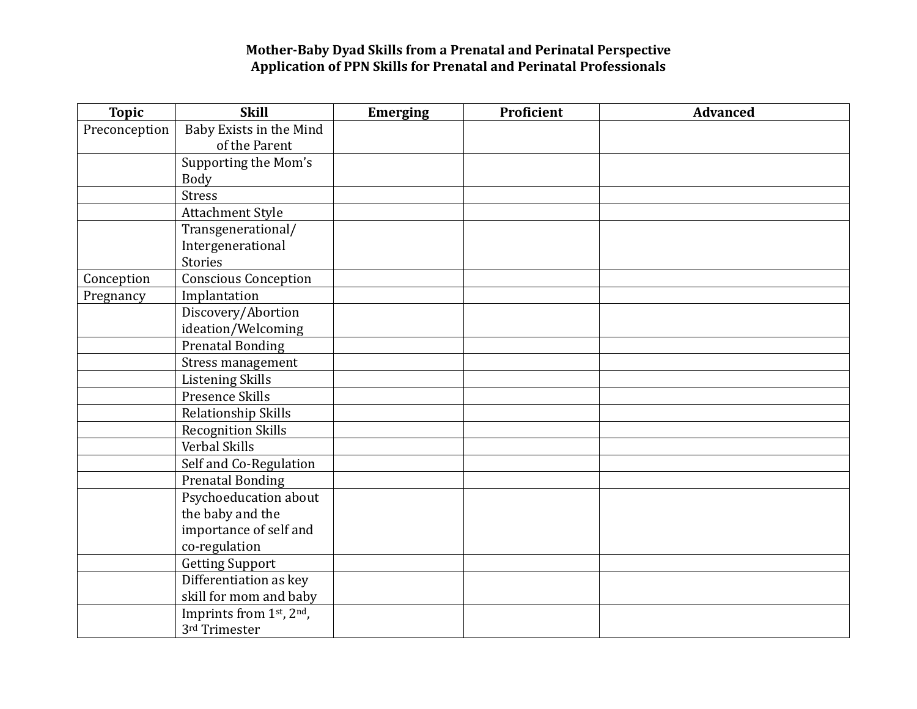**Mother-Baby Dyad Skills from a Prenatal and Perinatal Perspective**
**Application of PPN Skills for Prenatal and Perinatal Professionals**

| Topic | Skill | Emerging | Proficient | Advanced |
|---|---|---|---|---|
| Preconception | Baby Exists in the Mind of the Parent | | | |
| | Supporting the Mom's Body | | | |
| | Stress | | | |
| | Attachment Style | | | |
| | Transgenerational/ Intergenerational Stories | | | |
| Conception | Conscious Conception | | | |
| Pregnancy | Implantation | | | |
| | Discovery/Abortion ideation/Welcoming | | | |
| | Prenatal Bonding | | | |
| | Stress management | | | |
| | Listening Skills | | | |
| | Presence Skills | | | |
| | Relationship Skills | | | |
| | Recognition Skills | | | |
| | Verbal Skills | | | |
| | Self and Co-Regulation | | | |
| | Prenatal Bonding | | | |
| | Psychoeducation about the baby and the importance of self and co-regulation | | | |
| | Getting Support | | | |
| | Differentiation as key skill for mom and baby | | | |
| | Imprints from 1st, 2nd, 3rd Trimester | | | |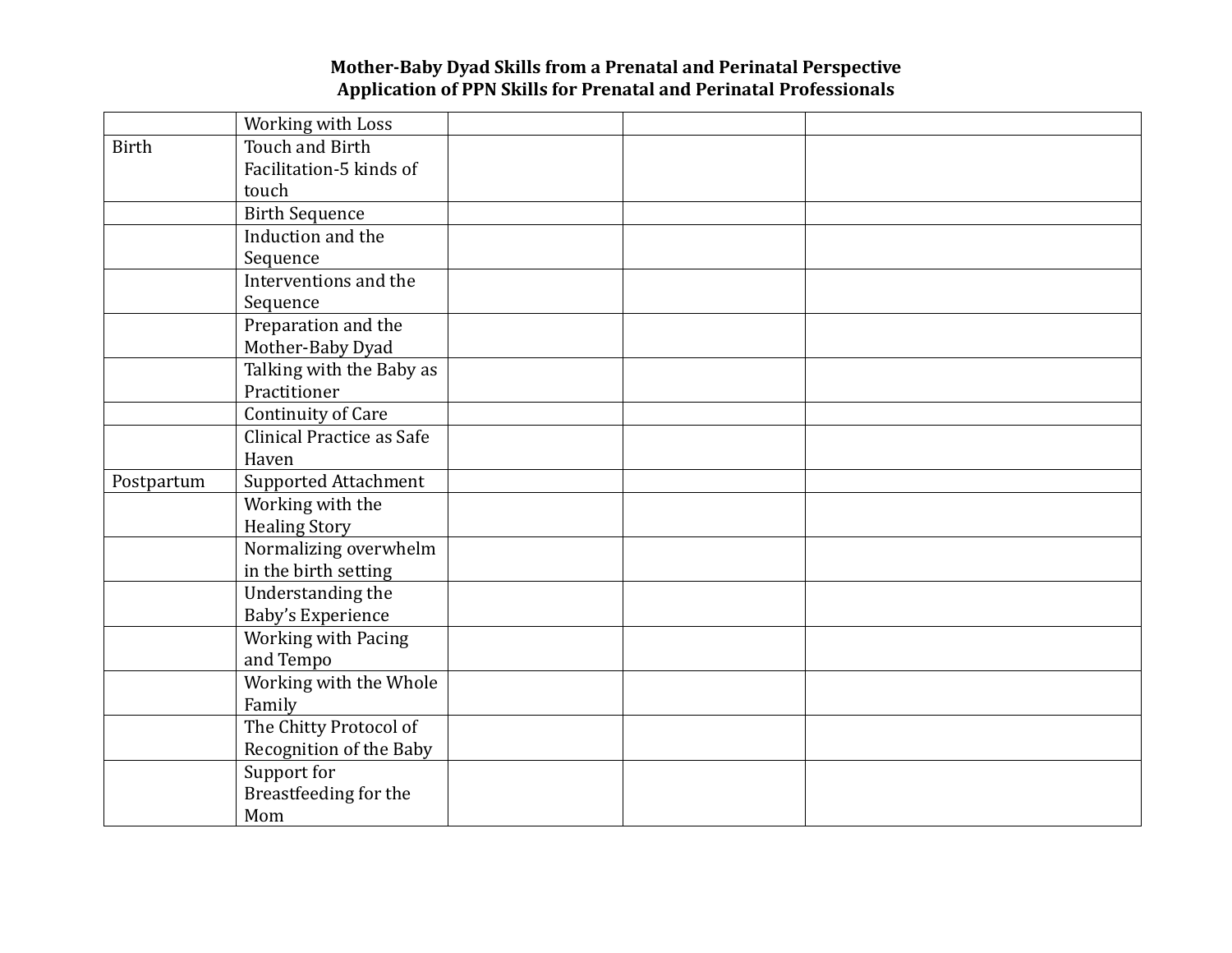**Mother-Baby Dyad Skills from a Prenatal and Perinatal Perspective**
**Application of PPN Skills for Prenatal and Perinatal Professionals**

| | | | | |
|---|---|---|---|---|
| | Working with Loss | | | |
| Birth | Touch and Birth Facilitation-5 kinds of touch | | | |
| | Birth Sequence | | | |
| | Induction and the Sequence | | | |
| | Interventions and the Sequence | | | |
| | Preparation and the Mother-Baby Dyad | | | |
| | Talking with the Baby as Practitioner | | | |
| | Continuity of Care | | | |
| | Clinical Practice as Safe Haven | | | |
| Postpartum | Supported Attachment | | | |
| | Working with the Healing Story | | | |
| | Normalizing overwhelm in the birth setting | | | |
| | Understanding the Baby's Experience | | | |
| | Working with Pacing and Tempo | | | |
| | Working with the Whole Family | | | |
| | The Chitty Protocol of Recognition of the Baby | | | |
| | Support for Breastfeeding for the Mom | | | |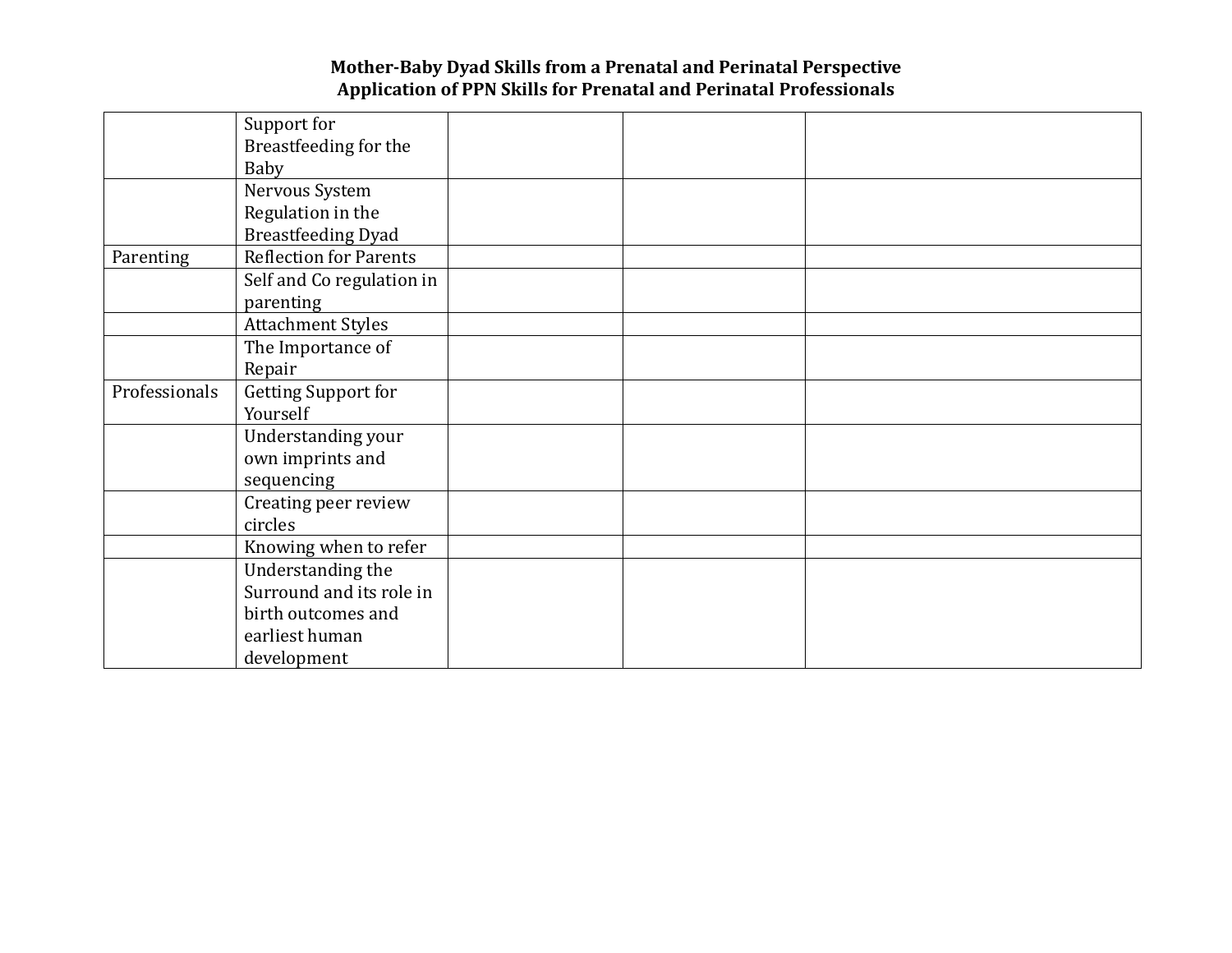**Mother-Baby Dyad Skills from a Prenatal and Perinatal Perspective**
**Application of PPN Skills for Prenatal and Perinatal Professionals**

| | | | | |
|---|---|---|---|---|
| | Support for Breastfeeding for the Baby | | | |
| | Nervous System Regulation in the Breastfeeding Dyad | | | |
| Parenting | Reflection for Parents | | | |
| | Self and Co regulation in parenting | | | |
| | Attachment Styles | | | |
| | The Importance of Repair | | | |
| Professionals | Getting Support for Yourself | | | |
| | Understanding your own imprints and sequencing | | | |
| | Creating peer review circles | | | |
| | Knowing when to refer | | | |
| | Understanding the Surround and its role in birth outcomes and earliest human development | | | |